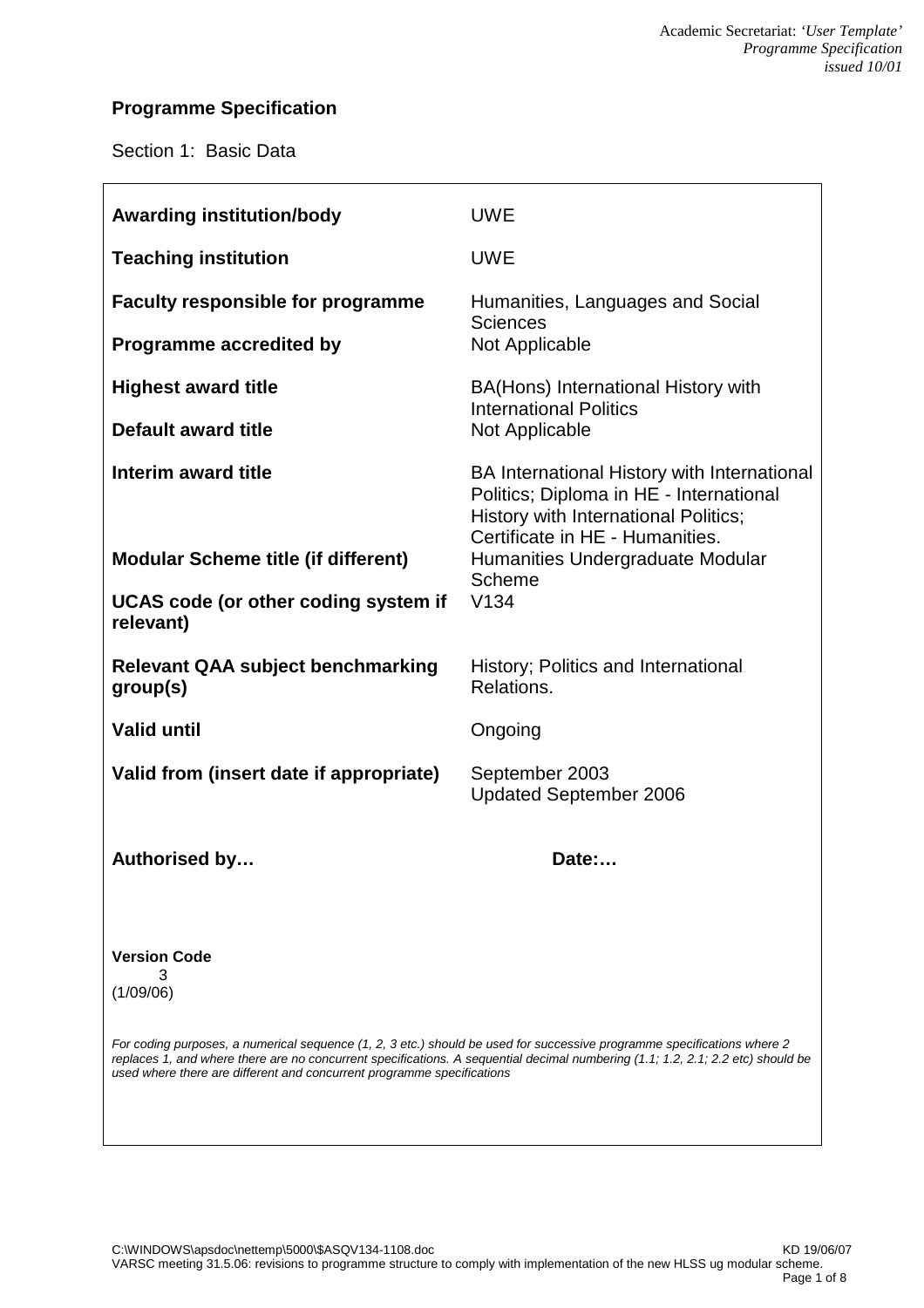# Programme Specification

Section 1: Basic Data

| | |
|---|---|
| **Awarding institution/body** | UWE |
| **Teaching institution** | UWE |
| **Faculty responsible for programme** | Humanities, Languages and Social Sciences |
| **Programme accredited by** | Not Applicable |
| **Highest award title** | BA(Hons) International History with International Politics |
| **Default award title** | Not Applicable |
| **Interim award title** | BA International History with International Politics; Diploma in HE - International History with International Politics; Certificate in HE - Humanities. |
| **Modular Scheme title (if different)** | Humanities Undergraduate Modular Scheme |
| **UCAS code (or other coding system if relevant)** | V134 |
| **Relevant QAA subject benchmarking group(s)** | History; Politics and International Relations. |
| **Valid until** | Ongoing |
| **Valid from (insert date if appropriate)** | September 2003<br>Updated September 2006 |

**Authorised by…** **Date:…**

**Version Code**
3
(1/09/06)

*For coding purposes, a numerical sequence (1, 2, 3 etc.) should be used for successive programme specifications where 2 replaces 1, and where there are no concurrent specifications. A sequential decimal numbering (1.1; 1.2, 2.1; 2.2 etc) should be used where there are different and concurrent programme specifications*

C:\WINDOWS\apsdoc\nettemp\5000\$ASQV134-1108.doc KD 19/06/07
VARSC meeting 31.5.06: revisions to programme structure to comply with implementation of the new HLSS ug modular scheme.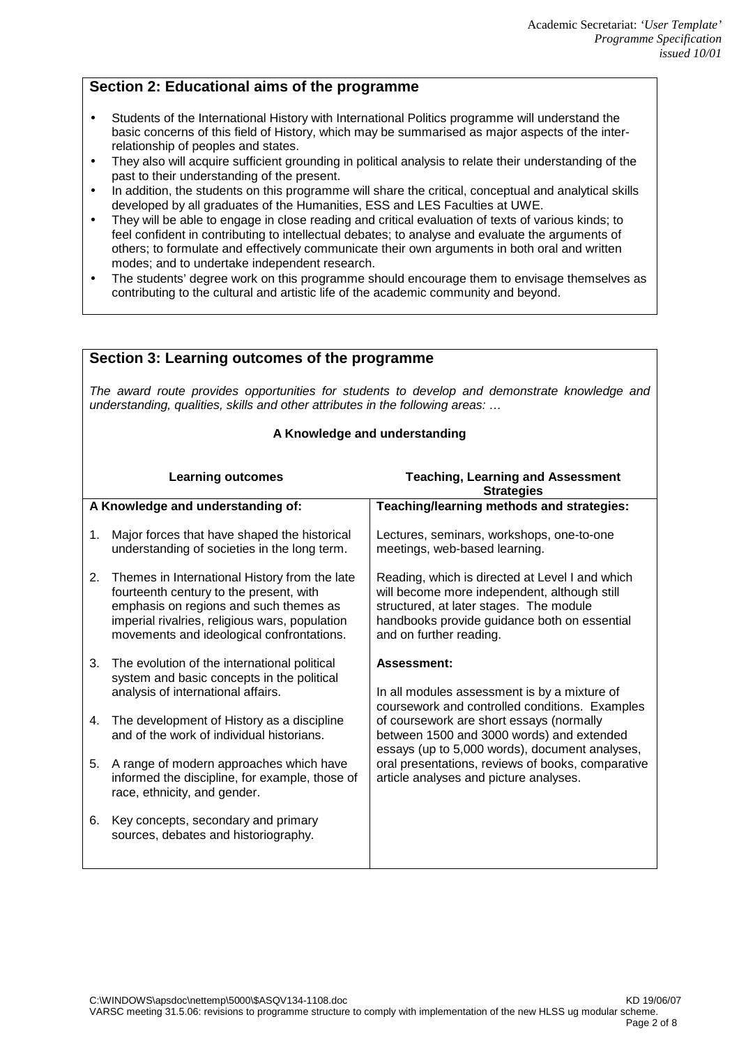## Section 2: Educational aims of the programme

- Students of the International History with International Politics programme will understand the basic concerns of this field of History, which may be summarised as major aspects of the inter-relationship of peoples and states.
- They also will acquire sufficient grounding in political analysis to relate their understanding of the past to their understanding of the present.
- In addition, the students on this programme will share the critical, conceptual and analytical skills developed by all graduates of the Humanities, ESS and LES Faculties at UWE.
- They will be able to engage in close reading and critical evaluation of texts of various kinds; to feel confident in contributing to intellectual debates; to analyse and evaluate the arguments of others; to formulate and effectively communicate their own arguments in both oral and written modes; and to undertake independent research.
- The students' degree work on this programme should encourage them to envisage themselves as contributing to the cultural and artistic life of the academic community and beyond.

## Section 3: Learning outcomes of the programme

*The award route provides opportunities for students to develop and demonstrate knowledge and understanding, qualities, skills and other attributes in the following areas: …*

**A Knowledge and understanding**

| Learning outcomes | Teaching, Learning and Assessment Strategies |
|---|---|
| **A Knowledge and understanding of:** | **Teaching/learning methods and strategies:** |
| 1. Major forces that have shaped the historical understanding of societies in the long term.<br><br>2. Themes in International History from the late fourteenth century to the present, with emphasis on regions and such themes as imperial rivalries, religious wars, population movements and ideological confrontations.<br><br>3. The evolution of the international political system and basic concepts in the political analysis of international affairs.<br><br>4. The development of History as a discipline and of the work of individual historians.<br><br>5. A range of modern approaches which have informed the discipline, for example, those of race, ethnicity, and gender.<br><br>6. Key concepts, secondary and primary sources, debates and historiography. | Lectures, seminars, workshops, one-to-one meetings, web-based learning.<br><br>Reading, which is directed at Level I and which will become more independent, although still structured, at later stages. The module handbooks provide guidance both on essential and on further reading.<br><br>**Assessment:**<br><br>In all modules assessment is by a mixture of coursework and controlled conditions. Examples of coursework are short essays (normally between 1500 and 3000 words) and extended essays (up to 5,000 words), document analyses, oral presentations, reviews of books, comparative article analyses and picture analyses. |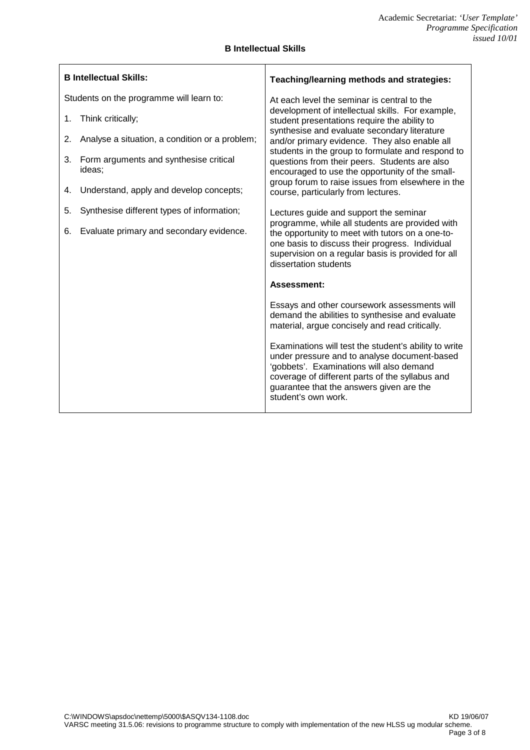### B Intellectual Skills

| **B Intellectual Skills:** | **Teaching/learning methods and strategies:** |
| --- | --- |
| Students on the programme will learn to:<br><br>1. Think critically;<br>2. Analyse a situation, a condition or a problem;<br>3. Form arguments and synthesise critical ideas;<br>4. Understand, apply and develop concepts;<br>5. Synthesise different types of information;<br>6. Evaluate primary and secondary evidence. | At each level the seminar is central to the development of intellectual skills. For example, student presentations require the ability to synthesise and evaluate secondary literature and/or primary evidence. They also enable all students in the group to formulate and respond to questions from their peers. Students are also encouraged to use the opportunity of the small-group forum to raise issues from elsewhere in the course, particularly from lectures.<br><br>Lectures guide and support the seminar programme, while all students are provided with the opportunity to meet with tutors on a one-to-one basis to discuss their progress. Individual supervision on a regular basis is provided for all dissertation students<br><br>**Assessment:**<br><br>Essays and other coursework assessments will demand the abilities to synthesise and evaluate material, argue concisely and read critically.<br><br>Examinations will test the student's ability to write under pressure and to analyse document-based 'gobbets'. Examinations will also demand coverage of different parts of the syllabus and guarantee that the answers given are the student's own work. |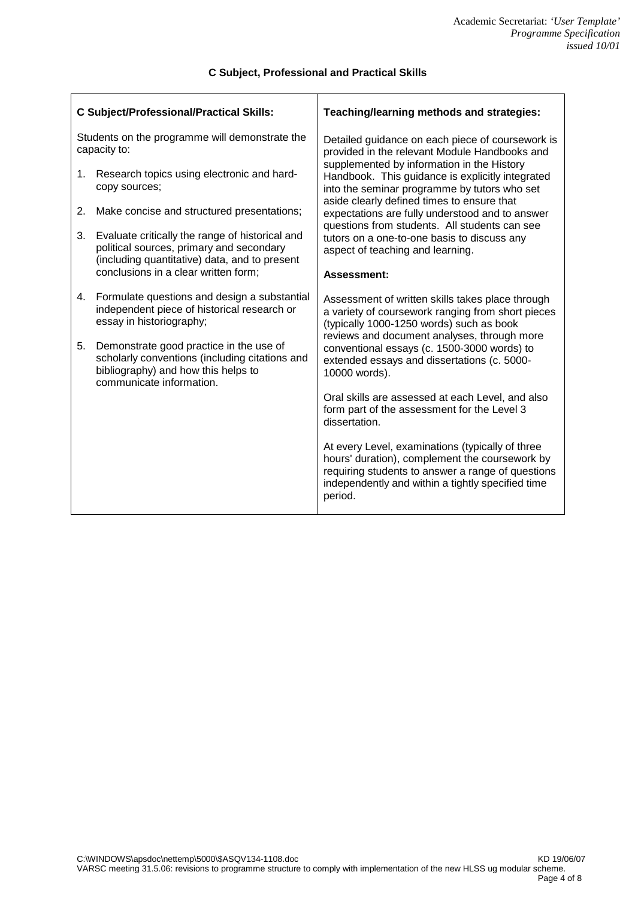### C Subject, Professional and Practical Skills

| **C Subject/Professional/Practical Skills:** | **Teaching/learning methods and strategies:** |
|---|---|
| Students on the programme will demonstrate the capacity to:<br><br>1. Research topics using electronic and hard-copy sources;<br>2. Make concise and structured presentations;<br>3. Evaluate critically the range of historical and political sources, primary and secondary (including quantitative) data, and to present conclusions in a clear written form;<br>4. Formulate questions and design a substantial independent piece of historical research or essay in historiography;<br>5. Demonstrate good practice in the use of scholarly conventions (including citations and bibliography) and how this helps to communicate information. | Detailed guidance on each piece of coursework is provided in the relevant Module Handbooks and supplemented by information in the History Handbook. This guidance is explicitly integrated into the seminar programme by tutors who set aside clearly defined times to ensure that expectations are fully understood and to answer questions from students. All students can see tutors on a one-to-one basis to discuss any aspect of teaching and learning.<br><br>**Assessment:**<br><br>Assessment of written skills takes place through a variety of coursework ranging from short pieces (typically 1000-1250 words) such as book reviews and document analyses, through more conventional essays (c. 1500-3000 words) to extended essays and dissertations (c. 5000-10000 words).<br><br>Oral skills are assessed at each Level, and also form part of the assessment for the Level 3 dissertation.<br><br>At every Level, examinations (typically of three hours' duration), complement the coursework by requiring students to answer a range of questions independently and within a tightly specified time period. |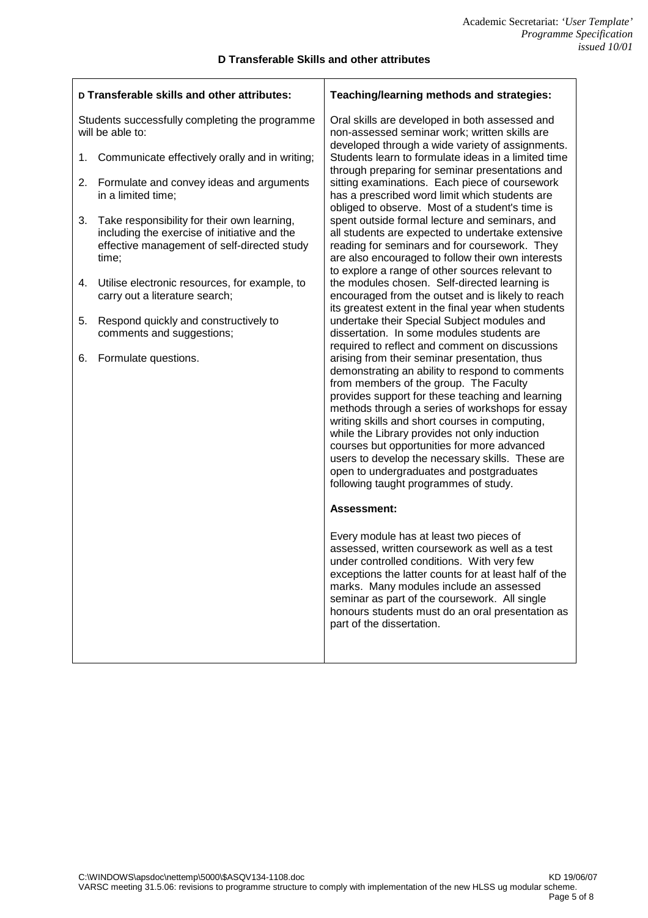## D Transferable Skills and other attributes

| **D Transferable skills and other attributes:** | **Teaching/learning methods and strategies:** |
|---|---|
| Students successfully completing the programme will be able to:<br><br>1. Communicate effectively orally and in writing;<br>2. Formulate and convey ideas and arguments in a limited time;<br>3. Take responsibility for their own learning, including the exercise of initiative and the effective management of self-directed study time;<br>4. Utilise electronic resources, for example, to carry out a literature search;<br>5. Respond quickly and constructively to comments and suggestions;<br>6. Formulate questions. | Oral skills are developed in both assessed and non-assessed seminar work; written skills are developed through a wide variety of assignments. Students learn to formulate ideas in a limited time through preparing for seminar presentations and sitting examinations. Each piece of coursework has a prescribed word limit which students are obliged to observe. Most of a student's time is spent outside formal lecture and seminars, and all students are expected to undertake extensive reading for seminars and for coursework. They are also encouraged to follow their own interests to explore a range of other sources relevant to the modules chosen. Self-directed learning is encouraged from the outset and is likely to reach its greatest extent in the final year when students undertake their Special Subject modules and dissertation. In some modules students are required to reflect and comment on discussions arising from their seminar presentation, thus demonstrating an ability to respond to comments from members of the group. The Faculty provides support for these teaching and learning methods through a series of workshops for essay writing skills and short courses in computing, while the Library provides not only induction courses but opportunities for more advanced users to develop the necessary skills. These are open to undergraduates and postgraduates following taught programmes of study.<br><br>**Assessment:**<br><br>Every module has at least two pieces of assessed, written coursework as well as a test under controlled conditions. With very few exceptions the latter counts for at least half of the marks. Many modules include an assessed seminar as part of the coursework. All single honours students must do an oral presentation as part of the dissertation. |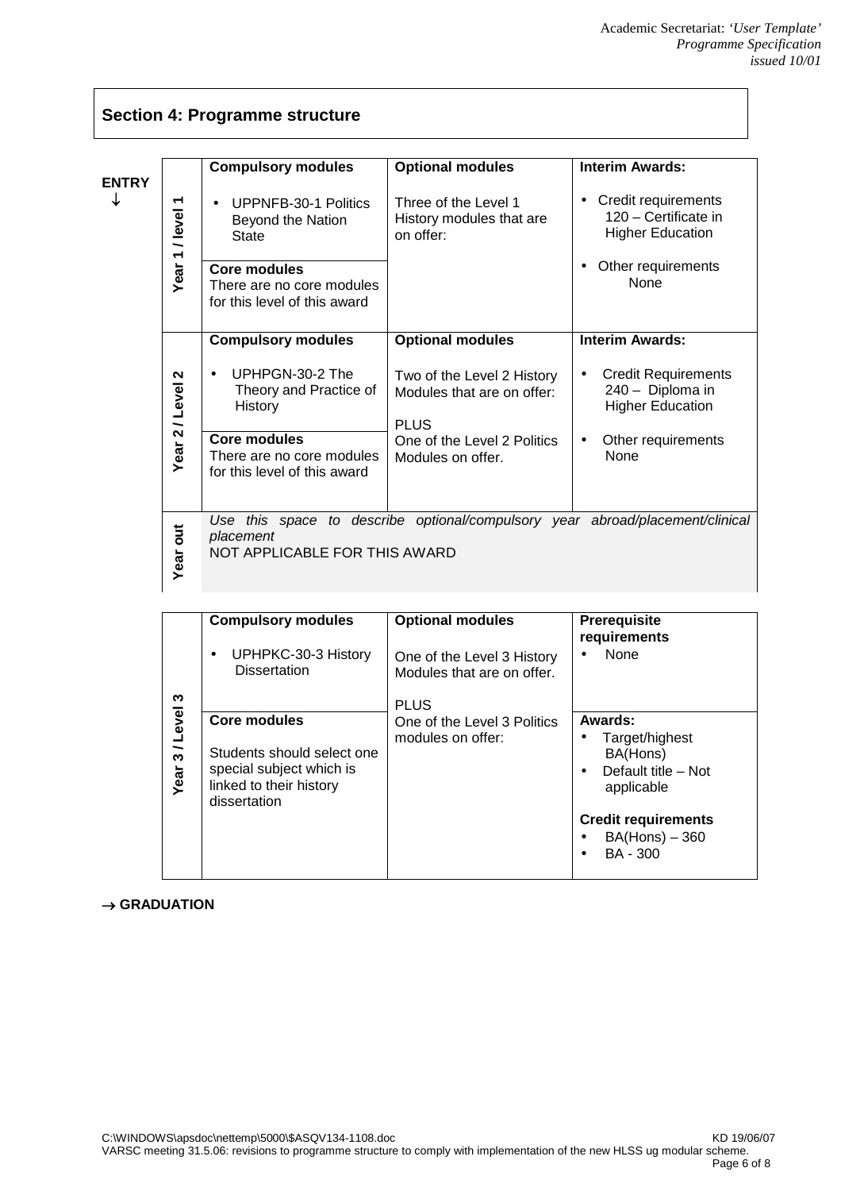## Section 4: Programme structure

**ENTRY** ↓

| | Compulsory modules | Optional modules | Interim Awards: |
|---|---|---|---|
| **Year 1 / level 1** | • UPPNFB-30-1 Politics Beyond the Nation State<br><br>**Core modules**<br>There are no core modules for this level of this award | Three of the Level 1 History modules that are on offer: | • Credit requirements 120 – Certificate in Higher Education<br>• Other requirements None |
| **Year 2 / Level 2** | • UPHPGN-30-2 The Theory and Practice of History<br><br>**Core modules**<br>There are no core modules for this level of this award | Two of the Level 2 History Modules that are on offer:<br><br>PLUS<br>One of the Level 2 Politics Modules on offer. | • Credit Requirements 240 – Diploma in Higher Education<br>• Other requirements None |
| **Year out** | *Use this space to describe optional/compulsory year abroad/placement/clinical placement*<br>NOT APPLICABLE FOR THIS AWARD | | |

| | Compulsory modules | Optional modules | Prerequisite requirements |
|---|---|---|---|
| **Year 3 / Level 3** | • UPHPKC-30-3 History Dissertation<br><br>**Core modules**<br>Students should select one special subject which is linked to their history dissertation | One of the Level 3 History Modules that are on offer.<br><br>PLUS<br>One of the Level 3 Politics modules on offer: | • None<br><br>**Awards:**<br>• Target/highest BA(Hons)<br>• Default title – Not applicable<br><br>**Credit requirements**<br>• BA(Hons) – 360<br>• BA - 300 |

→ **GRADUATION**

C:\WINDOWS\apsdoc\nettemp\5000\$ASQV134-1108.doc KD 19/06/07
VARSC meeting 31.5.06: revisions to programme structure to comply with implementation of the new HLSS ug modular scheme.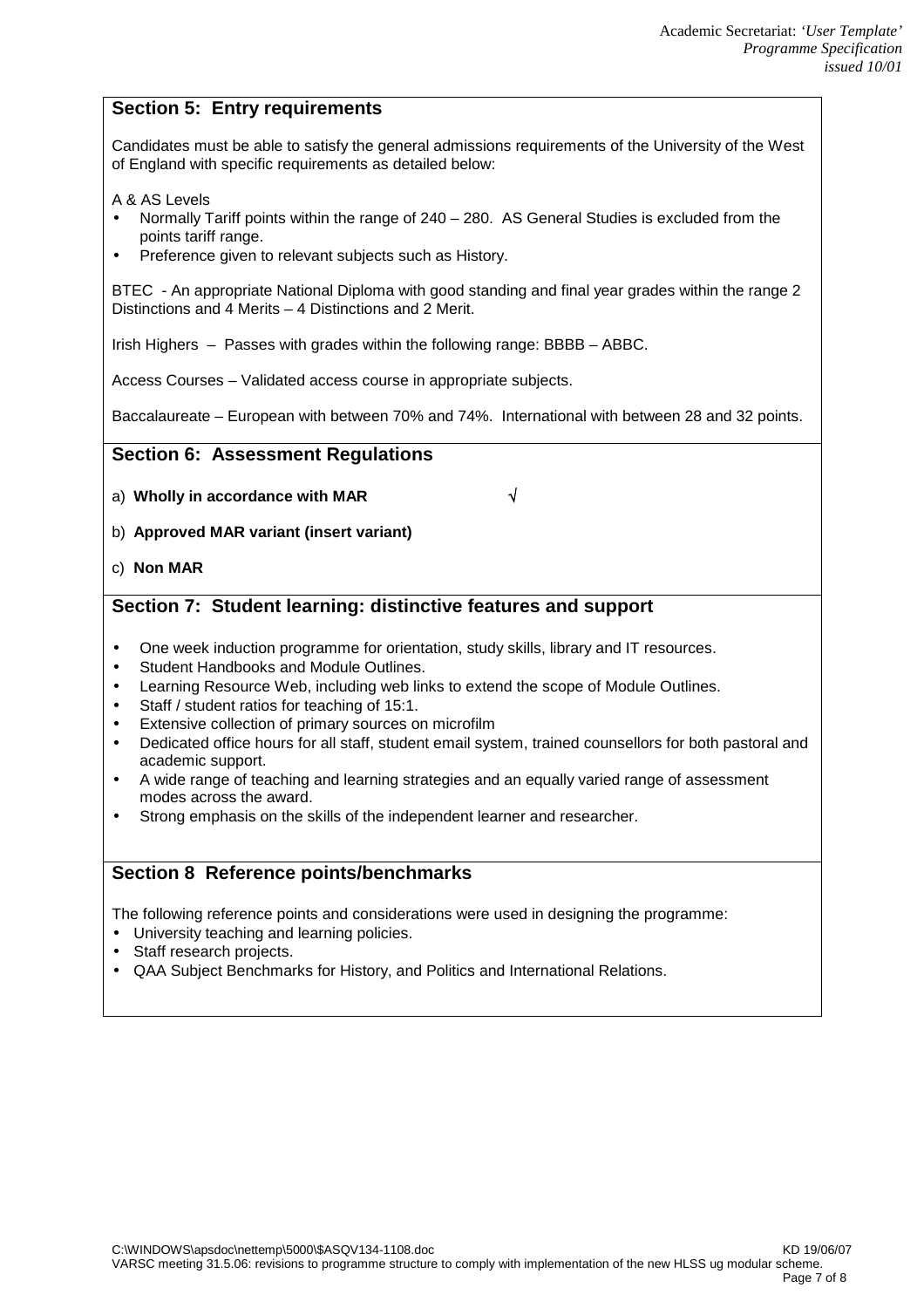## Section 5: Entry requirements

Candidates must be able to satisfy the general admissions requirements of the University of the West of England with specific requirements as detailed below:

A & AS Levels

- Normally Tariff points within the range of 240 – 280. AS General Studies is excluded from the points tariff range.
- Preference given to relevant subjects such as History.

BTEC - An appropriate National Diploma with good standing and final year grades within the range 2 Distinctions and 4 Merits – 4 Distinctions and 2 Merit.

Irish Highers – Passes with grades within the following range: BBBB – ABBC.

Access Courses – Validated access course in appropriate subjects.

Baccalaureate – European with between 70% and 74%. International with between 28 and 32 points.

## Section 6: Assessment Regulations

a) **Wholly in accordance with MAR** √

b) **Approved MAR variant (insert variant)**

c) **Non MAR**

## Section 7: Student learning: distinctive features and support

- One week induction programme for orientation, study skills, library and IT resources.
- Student Handbooks and Module Outlines.
- Learning Resource Web, including web links to extend the scope of Module Outlines.
- Staff / student ratios for teaching of 15:1.
- Extensive collection of primary sources on microfilm
- Dedicated office hours for all staff, student email system, trained counsellors for both pastoral and academic support.
- A wide range of teaching and learning strategies and an equally varied range of assessment modes across the award.
- Strong emphasis on the skills of the independent learner and researcher.

## Section 8 Reference points/benchmarks

The following reference points and considerations were used in designing the programme:

- University teaching and learning policies.
- Staff research projects.
- QAA Subject Benchmarks for History, and Politics and International Relations.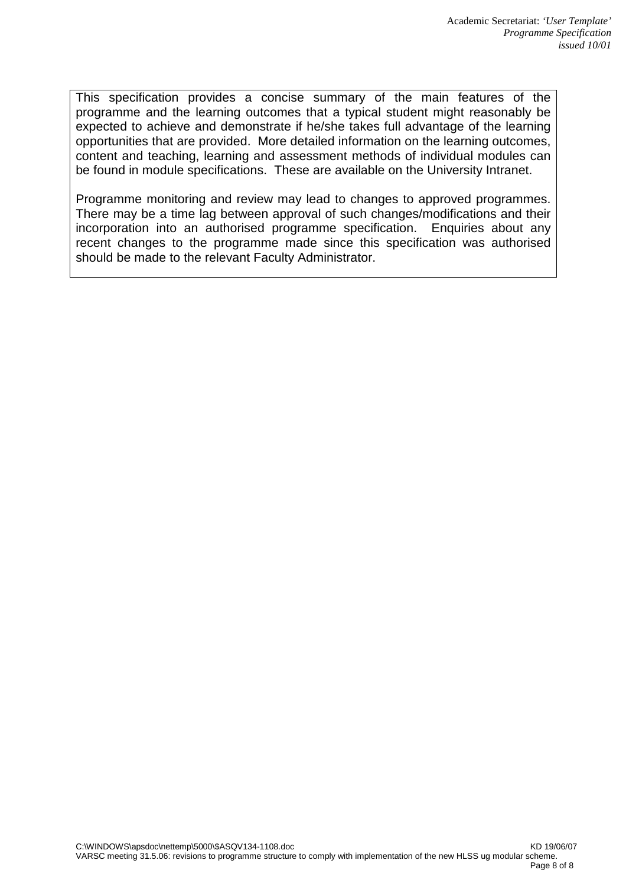This specification provides a concise summary of the main features of the programme and the learning outcomes that a typical student might reasonably be expected to achieve and demonstrate if he/she takes full advantage of the learning opportunities that are provided. More detailed information on the learning outcomes, content and teaching, learning and assessment methods of individual modules can be found in module specifications. These are available on the University Intranet.

Programme monitoring and review may lead to changes to approved programmes. There may be a time lag between approval of such changes/modifications and their incorporation into an authorised programme specification. Enquiries about any recent changes to the programme made since this specification was authorised should be made to the relevant Faculty Administrator.